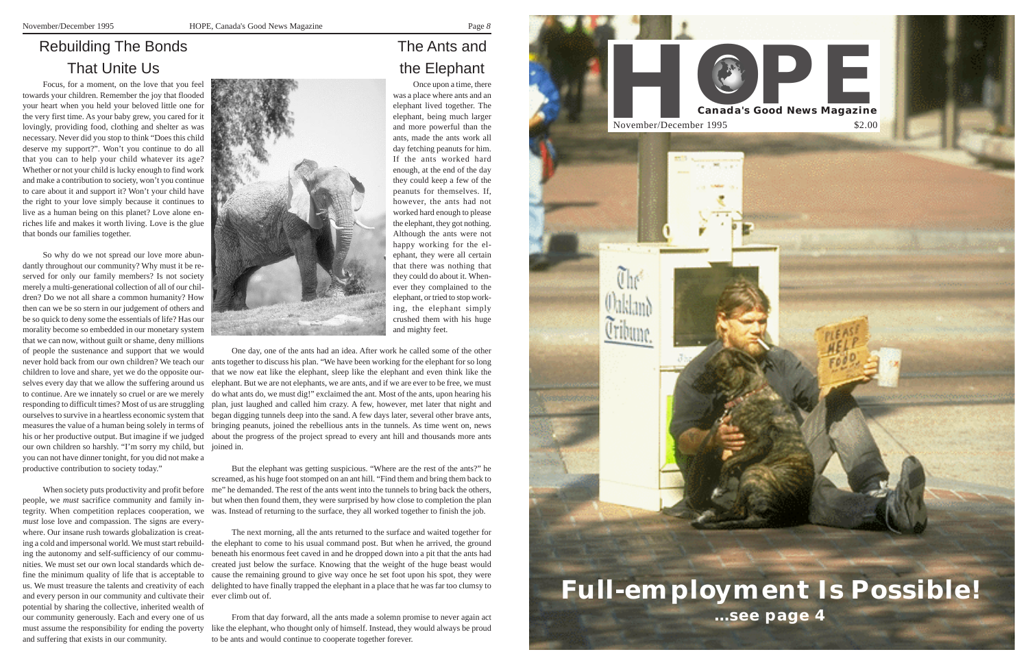## Rebuilding The Bonds That Unite Us

Focus, for a moment, on the love that you feel towards your children. Remember the joy that flooded your heart when you held your beloved little one for the very first time. As your baby grew, you cared for it lovingly, providing food, clothing and shelter as was necessary. Never did you stop to think "Does this child deserve my support?". Won't you continue to do all that you can to help your child whatever its age? Whether or not your child is lucky enough to find work and make a contribution to society, won't you continue to care about it and support it? Won't your child have the right to your love simply because it continues to live as a human being on this planet? Love alone enriches life and makes it worth living. Love is the glue that bonds our families together.

So why do we not spread our love more abundantly throughout our community? Why must it be reserved for only our family members? Is not society merely a multi-generational collection of all of our children? Do we not all share a common humanity? How then can we be so stern in our judgement of others and be so quick to deny some the essentials of life? Has our morality become so embedded in our monetary system that we can now, without guilt or shame, deny millions of people the sustenance and support that we would never hold back from our own children? We teach our children to love and share, yet we do the opposite ourselves every day that we allow the suffering around us to continue. Are we innately so cruel or are we merely responding to difficult times? Most of us are struggling ourselves to survive in a heartless economic system that measures the value of a human being solely in terms of his or her productive output. But imagine if we judged our own children so harshly. "I'm sorry my child, but you can not have dinner tonight, for you did not make a productive contribution to society today."

When society puts productivity and profit before people, we *must* sacrifice community and family integrity. When competition replaces cooperation, we *must* lose love and compassion. The signs are everywhere. Our insane rush towards globalization is creating a cold and impersonal world. We must start rebuilding the autonomy and self-sufficiency of our communities. We must set our own local standards which define the minimum quality of life that is acceptable to us. We must treasure the talents and creativity of each and every person in our community and cultivate their potential by sharing the collective, inherited wealth of our community generously. Each and every one of us must assume the responsibility for ending the poverty and suffering that exists in our community.

## The Ants and the Elephant

Once upon a time, there was a place where ants and an elephant lived together. The elephant, being much larger and more powerful than the ants, made the ants work all day fetching peanuts for him. If the ants worked hard enough, at the end of the day they could keep a few of the peanuts for themselves. If, however, the ants had not worked hard enough to please the elephant, they got nothing. Although the ants were not happy working for the elephant, they were all certain that there was nothing that they could do about it. Whenever they complained to the elephant, or tried to stop working, the elephant simply crushed them with his huge and mighty feet.

One day, one of the ants had an idea. After work he called some of the other ants together to discuss his plan. "We have been working for the elephant for so long that we now eat like the elephant, sleep like the elephant and even think like the elephant. But we are not elephants, we are ants, and if we are ever to be free, we must do what ants do, we must dig!" exclaimed the ant. Most of the ants, upon hearing his plan, just laughed and called him crazy. A few, however, met later that night and began digging tunnels deep into the sand. A few days later, several other brave ants, bringing peanuts, joined the rebellious ants in the tunnels. As time went on, news about the progress of the project spread to every ant hill and thousands more ants joined in.

But the elephant was getting suspicious. "Where are the rest of the ants?" he screamed, as his huge foot stomped on an ant hill. "Find them and bring them back to me" he demanded. The rest of the ants went into the tunnels to bring back the others, but when then found them, they were surprised by how close to completion the plan was. Instead of returning to the surface, they all worked together to finish the job.

The next morning, all the ants returned to the surface and waited together for the elephant to come to his usual command post. But when he arrived, the ground beneath his enormous feet caved in and he dropped down into a pit that the ants had created just below the surface. Knowing that the weight of the huge beast would cause the remaining ground to give way once he set foot upon his spot, they were delighted to have finally trapped the elephant in a place that he was far too clumsy to ever climb out of.

From that day forward, all the ants made a solemn promise to never again act like the elephant, who thought only of himself. Instead, they would always be proud to be ants and would continue to cooperate together forever.

# HOPE

**Canada's Good News Magazine**

November/December 1995 — $2.00

# Full-employment Is Possible!

**...see page 4**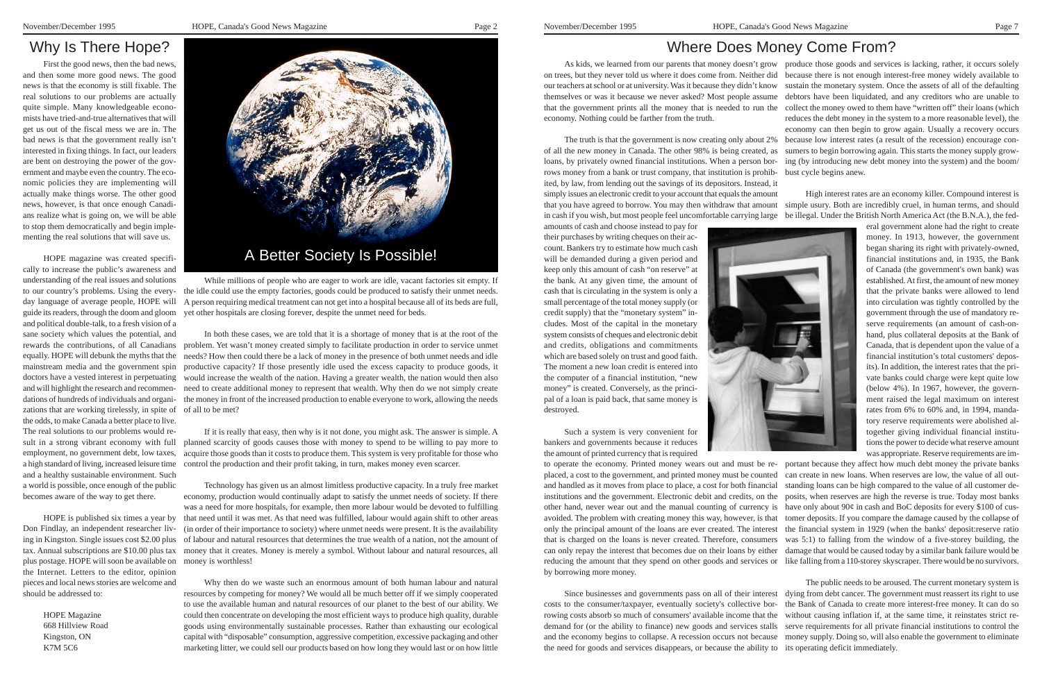# Why Is There Hope?

First the good news, then the bad news, and then some more good news. The good news is that the economy is still fixable. The real solutions to our problems are actually quite simple. Many knowledgeable economists have tried-and-true alternatives that will get us out of the fiscal mess we are in. The bad news is that the government really isn't interested in fixing things. In fact, our leaders are bent on destroying the power of the government and maybe even the country. The economic policies they are implementing will actually make things worse. The other good news, however, is that once enough Canadians realize what is going on, we will be able to stop them democratically and begin implementing the real solutions that will save us.

HOPE magazine was created specifically to increase the public's awareness and understanding of the real issues and solutions to our country's problems. Using the everyday language of average people, HOPE will guide its readers, through the doom and gloom and political double-talk, to a fresh vision of a sane society which values the potential, and rewards the contributions, of all Canadians equally. HOPE will debunk the myths that the mainstream media and the government spin doctors have a vested interest in perpetuating and will highlight the research and recommendations of hundreds of individuals and organizations that are working tirelessly, in spite of the odds, to make Canada a better place to live. The real solutions to our problems would result in a strong vibrant economy with full employment, no government debt, low taxes, a high standard of living, increased leisure time and a healthy sustainable environment. Such a world is possible, once enough of the public becomes aware of the way to get there.

HOPE is published six times a year by Don Findlay, an independent researcher living in Kingston. Single issues cost $2.00 plus tax. Annual subscriptions are $10.00 plus tax plus postage. HOPE will soon be available on the Internet. Letters to the editor, opinion pieces and local news stories are welcome and should be addressed to:

HOPE Magazine
668 Hillview Road
Kingston, ON
K7M 5C6

## A Better Society Is Possible!

While millions of people who are eager to work are idle, vacant factories sit empty. If the idle could use the empty factories, goods could be produced to satisfy their unmet needs. A person requiring medical treatment can not get into a hospital because all of its beds are full, yet other hospitals are closing forever, despite the unmet need for beds.

In both these cases, we are told that it is a shortage of money that is at the root of the problem. Yet wasn't money created simply to facilitate production in order to service unmet needs? How then could there be a lack of money in the presence of both unmet needs and idle productive capacity? If those presently idle used the excess capacity to produce goods, it would increase the wealth of the nation. Having a greater wealth, the nation would then also need to create additional money to represent that wealth. Why then do we not simply create the money in front of the increased production to enable everyone to work, allowing the needs of all to be met?

If it is really that easy, then why is it not done, you might ask. The answer is simple. A planned scarcity of goods causes those with money to spend to be willing to pay more to acquire those goods than it costs to produce them. This system is very profitable for those who control the production and their profit taking, in turn, makes money even scarcer.

Technology has given us an almost limitless productive capacity. In a truly free market economy, production would continually adapt to satisfy the unmet needs of society. If there was a need for more hospitals, for example, then more labour would be devoted to fulfilling that need until it was met. As that need was fulfilled, labour would again shift to other areas (in order of their importance to society) where unmet needs were present. It is the availability of labour and natural resources that determines the true wealth of a nation, not the amount of money that it creates. Money is merely a symbol. Without labour and natural resources, all money is worthless!

Why then do we waste such an enormous amount of both human labour and natural resources by competing for money? We would all be much better off if we simply cooperated to use the available human and natural resources of our planet to the best of our ability. We could then concentrate on developing the most efficient ways to produce high quality, durable goods using environmentally sustainable processes. Rather than exhausting our ecological capital with "disposable" consumption, aggressive competition, excessive packaging and other marketing litter, we could sell our products based on how long they would last or on how little

# Where Does Money Come From?

As kids, we learned from our parents that money doesn't grow on trees, but they never told us where it does come from. Neither did our teachers at school or at university. Was it because they didn't know themselves or was it because we never asked? Most people assume that the government prints all the money that is needed to run the economy. Nothing could be farther from the truth.

The truth is that the government is now creating only about 2% of all the new money in Canada. The other 98% is being created, as loans, by privately owned financial institutions. When a person borrows money from a bank or trust company, that institution is prohibited, by law, from lending out the savings of its depositors. Instead, it simply issues an electronic credit to your account that equals the amount that you have agreed to borrow. You may then withdraw that amount in cash if you wish, but most people feel uncomfortable carrying large amounts of cash and choose instead to pay for their purchases by writing cheques on their account. Bankers try to estimate how much cash will be demanded during a given period and keep only this amount of cash "on reserve" at the bank. At any given time, the amount of cash that is circulating in the system is only a small percentage of the total money supply (or credit supply) that the "monetary system" includes. Most of the capital in the monetary system consists of cheques and electronic debit and credits, obligations and commitments which are based solely on trust and good faith. The moment a new loan credit is entered into the computer of a financial institution, "new money" is created. Conversely, as the principal of a loan is paid back, that same money is destroyed.

Such a system is very convenient for bankers and governments because it reduces the amount of printed currency that is required to operate the economy. Printed money wears out and must be replaced, a cost to the government, and printed money must be counted and handled as it moves from place to place, a cost for both financial institutions and the government. Electronic debit and credits, on the other hand, never wear out and the manual counting of currency is avoided. The problem with creating money this way, however, is that only the principal amount of the loans are ever created. The interest that is charged on the loans is never created. Therefore, consumers can only repay the interest that becomes due on their loans by either reducing the amount that they spend on other goods and services or by borrowing more money.

Since businesses and governments pass on all of their interest costs to the consumer/taxpayer, eventually society's collective borrowing costs absorb so much of consumers' available income that the demand for (or the ability to finance) new goods and services stalls and the economy begins to collapse. A recession occurs not because the need for goods and services disappears, or because the ability to produce those goods and services is lacking, rather, it occurs solely because there is not enough interest-free money widely available to sustain the monetary system. Once the assets of all of the defaulting debtors have been liquidated, and any creditors who are unable to collect the money owed to them have "written off" their loans (which reduces the debt money in the system to a more reasonable level), the economy can then begin to grow again. Usually a recovery occurs because low interest rates (a result of the recession) encourage consumers to begin borrowing again. This starts the money supply growing (by introducing new debt money into the system) and the boom/bust cycle begins anew.

High interest rates are an economy killer. Compound interest is simple usury. Both are incredibly cruel, in human terms, and should be illegal. Under the British North America Act (the B.N.A.), the federal government alone had the right to create money. In 1913, however, the government began sharing its right with privately-owned, financial institutions and, in 1935, the Bank of Canada (the government's own bank) was established. At first, the amount of new money that the private banks were allowed to lend into circulation was tightly controlled by the government through the use of mandatory reserve requirements (an amount of cash-on-hand, plus collateral deposits at the Bank of Canada, that is dependent upon the value of a financial institution's total customers' deposits). In addition, the interest rates that the private banks could charge were kept quite low (below 4%). In 1967, however, the government raised the legal maximum on interest rates from 6% to 60% and, in 1994, mandatory reserve requirements were abolished altogether giving individual financial institutions the power to decide what reserve amount was appropriate. Reserve requirements are important because they affect how much debt money the private banks can create in new loans. When reserves are low, the value of all outstanding loans can be high compared to the value of all customer deposits, when reserves are high the reverse is true. Today most banks have only about 90¢ in cash and BoC deposits for every $100 of customer deposits. If you compare the damage caused by the collapse of the financial system in 1929 (when the banks' deposit:reserve ratio was 5:1) to falling from the window of a five-storey building, the damage that would be caused today by a similar bank failure would be like falling from a 110-storey skyscraper. There would be no survivors.

The public needs to be aroused. The current monetary system is dying from debt cancer. The government must reassert its right to use the Bank of Canada to create more interest-free money. It can do so without causing inflation if, at the same time, it reinstates strict reserve requirements for all private financial institutions to control the money supply. Doing so, will also enable the government to eliminate its operating deficit immediately.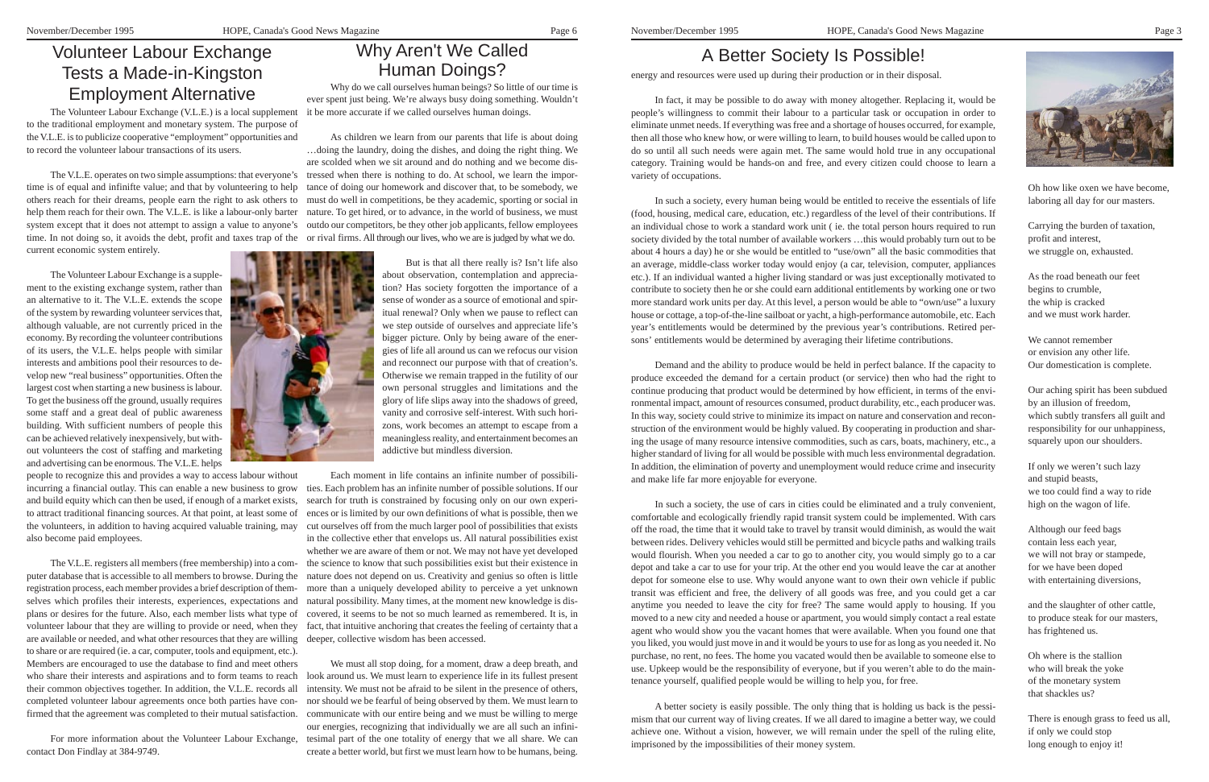# Volunteer Labour Exchange Tests a Made-in-Kingston Employment Alternative

The Volunteer Labour Exchange (V.L.E.) is a local supplement to the traditional employment and monetary system. The purpose of the V.L.E. is to publicize cooperative "employment" opportunities and to record the volunteer labour transactions of its users.

The V.L.E. operates on two simple assumptions: that everyone's time is of equal and infinite value; and that by volunteering to help others reach for their dreams, people earn the right to ask others to help them reach for their own. The V.L.E. is like a labour-only barter system except that it does not attempt to assign a value to anyone's time. In not doing so, it avoids the debt, profit and taxes trap of the current economic system entirely.

The Volunteer Labour Exchange is a supplement to the existing exchange system, rather than an alternative to it. The V.L.E. extends the scope of the system by rewarding volunteer services that, although valuable, are not currently priced in the economy. By recording the volunteer contributions of its users, the V.L.E. helps people with similar interests and ambitions pool their resources to develop new "real business" opportunities. Often the largest cost when starting a new business is labour. To get the business off the ground, usually requires some staff and a great deal of public awareness building. With sufficient numbers of people this can be achieved relatively inexpensively, but without volunteers the cost of staffing and marketing and advertising can be enormous. The V.L.E. helps people to recognize this and provides a way to access labour without incurring a financial outlay. This can enable a new business to grow and build equity which can then be used, if enough of a market exists, to attract traditional financing sources. At that point, at least some of the volunteers, in addition to having acquired valuable training, may also become paid employees.

The V.L.E. registers all members (free membership) into a computer database that is accessible to all members to browse. During the registration process, each member provides a brief description of themselves which profiles their interests, experiences, expectations and plans or desires for the future. Also, each member lists what type of volunteer labour that they are willing to provide or need, when they are available or needed, and what other resources that they are willing to share or are required (ie. a car, computer, tools and equipment, etc.). Members are encouraged to use the database to find and meet others who share their interests and aspirations and to form teams to reach their common objectives together. In addition, the V.L.E. records all completed volunteer labour agreements once both parties have confirmed that the agreement was completed to their mutual satisfaction.

For more information about the Volunteer Labour Exchange, contact Don Findlay at 384-9749.

# Why Aren't We Called Human Doings?

Why do we call ourselves human beings? So little of our time is ever spent just being. We're always busy doing something. Wouldn't it be more accurate if we called ourselves human doings.

As children we learn from our parents that life is about doing …doing the laundry, doing the dishes, and doing the right thing. We are scolded when we sit around and do nothing and we become distressed when there is nothing to do. At school, we learn the importance of doing our homework and discover that, to be somebody, we must do well in competitions, be they academic, sporting or social in nature. To get hired, or to advance, in the world of business, we must outdo our competitors, be they other job applicants, fellow employees or rival firms. All through our lives, who we are is judged by what we do.

But is that all there really is? Isn't life also about observation, contemplation and appreciation? Has society forgotten the importance of a sense of wonder as a source of emotional and spiritual renewal? Only when we pause to reflect can we step outside of ourselves and appreciate life's bigger picture. Only by being aware of the energies of life all around us can we refocus our vision and reconnect our purpose with that of creation's. Otherwise we remain trapped in the futility of our own personal struggles and limitations and the glory of life slips away into the shadows of greed, vanity and corrosive self-interest. With such horizons, work becomes an attempt to escape from a meaningless reality, and entertainment becomes an addictive but mindless diversion.

Each moment in life contains an infinite number of possibilities. Each problem has an infinite number of possible solutions. If our search for truth is constrained by focusing only on our own experiences or is limited by our own definitions of what is possible, then we cut ourselves off from the much larger pool of possibilities that exists in the collective ether that envelops us. All natural possibilities exist whether we are aware of them or not. We may not have yet developed the science to know that such possibilities exist but their existence in nature does not depend on us. Creativity and genius so often is little more than a uniquely developed ability to perceive a yet unknown natural possibility. Many times, at the moment new knowledge is discovered, it seems to be not so much learned as remembered. It is, in fact, that intuitive anchoring that creates the feeling of certainty that a deeper, collective wisdom has been accessed.

We must all stop doing, for a moment, draw a deep breath, and look around us. We must learn to experience life in its fullest present intensity. We must not be afraid to be silent in the presence of others, nor should we be fearful of being observed by them. We must learn to communicate with our entire being and we must be willing to merge our energies, recognizing that individually we are all such an infinitesimal part of the one totality of energy that we all share. We can create a better world, but first we must learn how to be humans, being.

# A Better Society Is Possible!

energy and resources were used up during their production or in their disposal.

In fact, it may be possible to do away with money altogether. Replacing it, would be people's willingness to commit their labour to a particular task or occupation in order to eliminate unmet needs. If everything was free and a shortage of houses occurred, for example, then all those who knew how, or were willing to learn, to build houses would be called upon to do so until all such needs were again met. The same would hold true in any occupational category. Training would be hands-on and free, and every citizen could choose to learn a variety of occupations.

In such a society, every human being would be entitled to receive the essentials of life (food, housing, medical care, education, etc.) regardless of the level of their contributions. If an individual chose to work a standard work unit ( ie. the total person hours required to run society divided by the total number of available workers …this would probably turn out to be about 4 hours a day) he or she would be entitled to "use/own" all the basic commodities that an average, middle-class worker today would enjoy (a car, television, computer, appliances etc.). If an individual wanted a higher living standard or was just exceptionally motivated to contribute to society then he or she could earn additional entitlements by working one or two more standard work units per day. At this level, a person would be able to "own/use" a luxury house or cottage, a top-of-the-line sailboat or yacht, a high-performance automobile, etc. Each year's entitlements would be determined by the previous year's contributions. Retired persons' entitlements would be determined by averaging their lifetime contributions.

Demand and the ability to produce would be held in perfect balance. If the capacity to produce exceeded the demand for a certain product (or service) then who had the right to continue producing that product would be determined by how efficient, in terms of the environmental impact, amount of resources consumed, product durability, etc., each producer was. In this way, society could strive to minimize its impact on nature and conservation and reconstruction of the environment would be highly valued. By cooperating in production and sharing the usage of many resource intensive commodities, such as cars, boats, machinery, etc., a higher standard of living for all would be possible with much less environmental degradation. In addition, the elimination of poverty and unemployment would reduce crime and insecurity and make life far more enjoyable for everyone.

In such a society, the use of cars in cities could be eliminated and a truly convenient, comfortable and ecologically friendly rapid transit system could be implemented. With cars off the road, the time that it would take to travel by transit would diminish, as would the wait between rides. Delivery vehicles would still be permitted and bicycle paths and walking trails would flourish. When you needed a car to go to another city, you would simply go to a car depot and take a car to use for your trip. At the other end you would leave the car at another depot for someone else to use. Why would anyone want to own their own vehicle if public transit was efficient and free, the delivery of all goods was free, and you could get a car anytime you needed to leave the city for free? The same would apply to housing. If you moved to a new city and needed a house or apartment, you would simply contact a real estate agent who would show you the vacant homes that were available. When you found one that you liked, you would just move in and it would be yours to use for as long as you needed it. No purchase, no rent, no fees. The home you vacated would then be available to someone else to use. Upkeep would be the responsibility of everyone, but if you weren't able to do the maintenance yourself, qualified people would be willing to help you, for free.

A better society is easily possible. The only thing that is holding us back is the pessimism that our current way of living creates. If we all dared to imagine a better way, we could achieve one. Without a vision, however, we will remain under the spell of the ruling elite, imprisoned by the impossibilities of their money system.

Oh how like oxen we have become,
laboring all day for our masters.

Carrying the burden of taxation,
profit and interest,
we struggle on, exhausted.

As the road beneath our feet
begins to crumble,
the whip is cracked
and we must work harder.

We cannot remember
or envision any other life.
Our domestication is complete.

Our aching spirit has been subdued
by an illusion of freedom,
which subtly transfers all guilt and
responsibility for our unhappiness,
squarely upon our shoulders.

If only we weren't such lazy
and stupid beasts,
we too could find a way to ride
high on the wagon of life.

Although our feed bags
contain less each year,
we will not bray or stampede,
for we have been doped
with entertaining diversions,

and the slaughter of other cattle,
to produce steak for our masters,
has frightened us.

Oh where is the stallion
who will break the yoke
of the monetary system
that shackles us?

There is enough grass to feed us all,
if only we could stop
long enough to enjoy it!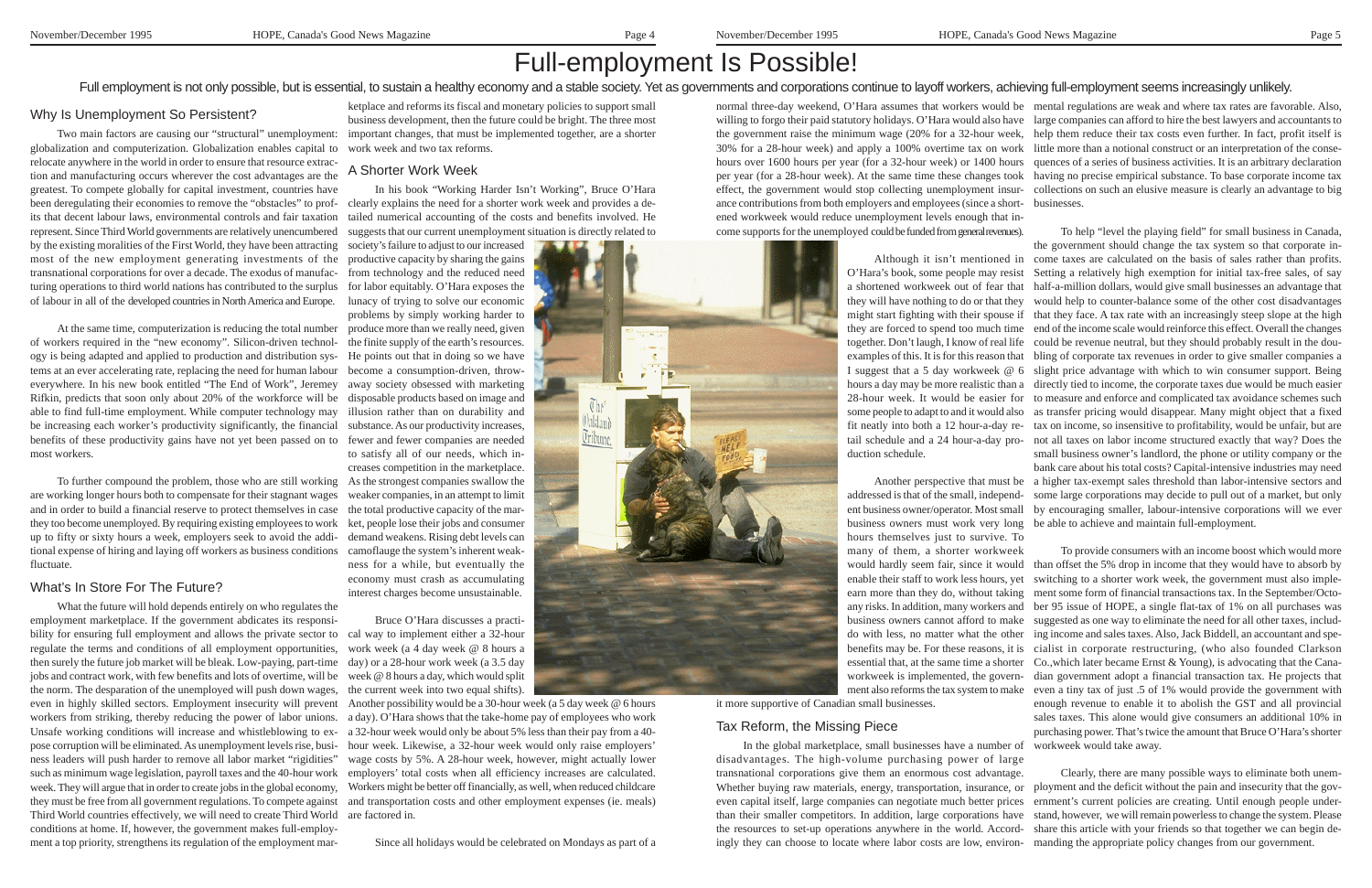# Full-employment Is Possible!

Full employment is not only possible, but is essential, to sustain a healthy economy and a stable society. Yet as governments and corporations continue to layoff workers, achieving full-employment seems increasingly unlikely.

## Why Is Unemployment So Persistent?

Two main factors are causing our "structural" unemployment: globalization and computerization. Globalization enables capital to relocate anywhere in the world in order to ensure that resource extraction and manufacturing occurs wherever the cost advantages are the greatest. To compete globally for capital investment, countries have been deregulating their economies to remove the "obstacles" to profits that decent labour laws, environmental controls and fair taxation represent. Since Third World governments are relatively unencumbered by the existing moralities of the First World, they have been attracting most of the new employment generating investments of the transnational corporations for over a decade. The exodus of manufacturing operations to third world nations has contributed to the surplus of labour in all of the developed countries in North America and Europe.

At the same time, computerization is reducing the total number of workers required in the "new economy". Silicon-driven technology is being adapted and applied to production and distribution systems at an ever accelerating rate, replacing the need for human labour everywhere. In his new book entitled "The End of Work", Jeremey Rifkin, predicts that soon only about 20% of the workforce will be able to find full-time employment. While computer technology may be increasing each worker's productivity significantly, the financial benefits of these productivity gains have not yet been passed on to most workers.

To further compound the problem, those who are still working are working longer hours both to compensate for their stagnant wages and in order to build a financial reserve to protect themselves in case they too become unemployed. By requiring existing employees to work up to fifty or sixty hours a week, employers seek to avoid the additional expense of hiring and laying off workers as business conditions fluctuate.

## What's In Store For The Future?

What the future will hold depends entirely on who regulates the employment marketplace. If the government abdicates its responsibility for ensuring full employment and allows the private sector to regulate the terms and conditions of all employment opportunities, then surely the future job market will be bleak. Low-paying, part-time jobs and contract work, with few benefits and lots of overtime, will be the norm. The desparation of the unemployed will push down wages, even in highly skilled sectors. Employment insecurity will prevent workers from striking, thereby reducing the power of labor unions. Unsafe working conditions will increase and whistleblowing to expose corruption will be eliminated. As unemployment levels rise, business leaders will push harder to remove all labor market "rigidities" such as minimum wage legislation, payroll taxes and the 40-hour work week. They will argue that in order to create jobs in the global economy, they must be free from all government regulations. To compete against Third World countries effectively, we will need to create Third World conditions at home. If, however, the government makes full-employment a top priority, strengthens its regulation of the employment marketplace and reforms its fiscal and monetary policies to support small business development, then the future could be bright. The three most important changes, that must be implemented together, are a shorter work week and two tax reforms.

## A Shorter Work Week

In his book "Working Harder Isn't Working", Bruce O'Hara clearly explains the need for a shorter work week and provides a detailed numerical accounting of the costs and benefits involved. He suggests that our current unemployment situation is directly related to society's failure to adjust to our increased productive capacity by sharing the gains from technology and the reduced need for labor equitably. O'Hara exposes the lunacy of trying to solve our economic problems by simply working harder to produce more than we really need, given the finite supply of the earth's resources. He points out that in doing so we have become a consumption-driven, throw-away society obsessed with marketing disposable products based on image and illusion rather than on durability and substance. As our productivity increases, fewer and fewer companies are needed to satisfy all of our needs, which increases competition in the marketplace. As the strongest companies swallow the weaker companies, in an attempt to limit the total productive capacity of the market, people lose their jobs and consumer demand weakens. Rising debt levels can camoflauge the system's inherent weakness for a while, but eventually the economy must crash as accumulating interest charges become unsustainable.

Bruce O'Hara discusses a practical way to implement either a 32-hour work week (a 4 day week @ 8 hours a day) or a 28-hour work week (a 3.5 day week @ 8 hours a day, which would split the current week into two equal shifts). Another possibility would be a 30-hour week (a 5 day week @ 6 hours a day). O'Hara shows that the take-home pay of employees who work a 32-hour week would only be about 5% less than their pay from a 40-hour week. Likewise, a 32-hour week would only raise employers' wage costs by 5%. A 28-hour week, however, might actually lower employers' total costs when all efficiency increases are calculated. Workers might be better off financially, as well, when reduced childcare and transportation costs and other employment expenses (ie. meals) are factored in.

Since all holidays would be celebrated on Mondays as part of a normal three-day weekend, O'Hara assumes that workers would be willing to forgo their paid statutory holidays. O'Hara would also have the government raise the minimum wage (20% for a 32-hour week, 30% for a 28-hour week) and apply a 100% overtime tax on work hours over 1600 hours per year (for a 32-hour week) or 1400 hours per year (for a 28-hour week). At the same time these changes took effect, the government would stop collecting unemployment insurance contributions from both employers and employees (since a shortened workweek would reduce unemployment levels enough that income supports for the unemployed could be funded from general revenues).

Although it isn't mentioned in O'Hara's book, some people may resist a shortened workweek out of fear that they will have nothing to do or that they might start fighting with their spouse if they are forced to spend too much time together. Don't laugh, I know of real life examples of this. It is for this reason that I suggest that a 5 day workweek @ 6 hours a day may be more realistic than a 28-hour week. It would be easier for some people to adapt to and it would also fit neatly into both a 12 hour-a-day retail schedule and a 24 hour-a-day production schedule.

Another perspective that must be addressed is that of the small, independent business owner/operator. Most small business owners must work very long hours themselves just to survive. To many of them, a shorter workweek would hardly seem fair, since it would enable their staff to work less hours, yet earn more than they do, without taking any risks. In addition, many workers and business owners cannot afford to make do with less, no matter what the other benefits may be. For these reasons, it is essential that, at the same time a shorter workweek is implemented, the government also reforms the tax system to make it more supportive of Canadian small businesses.

## Tax Reform, the Missing Piece

In the global marketplace, small businesses have a number of disadvantages. The high-volume purchasing power of large transnational corporations give them an enormous cost advantage. Whether buying raw materials, energy, transportation, insurance, or even capital itself, large companies can negotiate much better prices than their smaller competitors. In addition, large corporations have the resources to set-up operations anywhere in the world. Accordingly they can choose to locate where labor costs are low, environmental regulations are weak and where tax rates are favorable. Also, large companies can afford to hire the best lawyers and accountants to help them reduce their tax costs even further. In fact, profit itself is little more than a notional construct or an interpretation of the consequences of a series of business activities. It is an arbitrary declaration having no precise empirical substance. To base corporate income tax collections on such an elusive measure is clearly an advantage to big businesses.

To help "level the playing field" for small business in Canada, the government should change the tax system so that corporate income taxes are calculated on the basis of sales rather than profits. Setting a relatively high exemption for initial tax-free sales, of say half-a-million dollars, would give small businesses an advantage that would help to counter-balance some of the other cost disadvantages that they face. A tax rate with an increasingly steep slope at the high end of the income scale would reinforce this effect. Overall the changes could be revenue neutral, but they should probably result in the doubling of corporate tax revenues in order to give smaller companies a slight price advantage with which to win consumer support. Being directly tied to income, the corporate taxes due would be much easier to measure and enforce and complicated tax avoidance schemes such as transfer pricing would disappear. Many might object that a fixed tax on income, so insensitive to profitability, would be unfair, but are not all taxes on labor income structured exactly that way? Does the small business owner's landlord, the phone or utility company or the bank care about his total costs? Capital-intensive industries may need a higher tax-exempt sales threshold than labor-intensive sectors and some large corporations may decide to pull out of a market, but only by encouraging smaller, labour-intensive corporations will we ever be able to achieve and maintain full-employment.

To provide consumers with an income boost which would more than offset the 5% drop in income that they would have to absorb by switching to a shorter work week, the government must also implement some form of financial transactions tax. In the September/October 95 issue of HOPE, a single flat-tax of 1% on all purchases was suggested as one way to eliminate the need for all other taxes, including income and sales taxes. Also, Jack Biddell, an accountant and specialist in corporate restructuring, (who also founded Clarkson Co.,which later became Ernst & Young), is advocating that the Canadian government adopt a financial transaction tax. He projects that even a tiny tax of just .5 of 1% would provide the government with enough revenue to enable it to abolish the GST and all provincial sales taxes. This alone would give consumers an additional 10% in purchasing power. That's twice the amount that Bruce O'Hara's shorter workweek would take away.

Clearly, there are many possible ways to eliminate both unemployment and the deficit without the pain and insecurity that the government's current policies are creating. Until enough people understand, however, we will remain powerless to change the system. Please share this article with your friends so that together we can begin demanding the appropriate policy changes from our government.